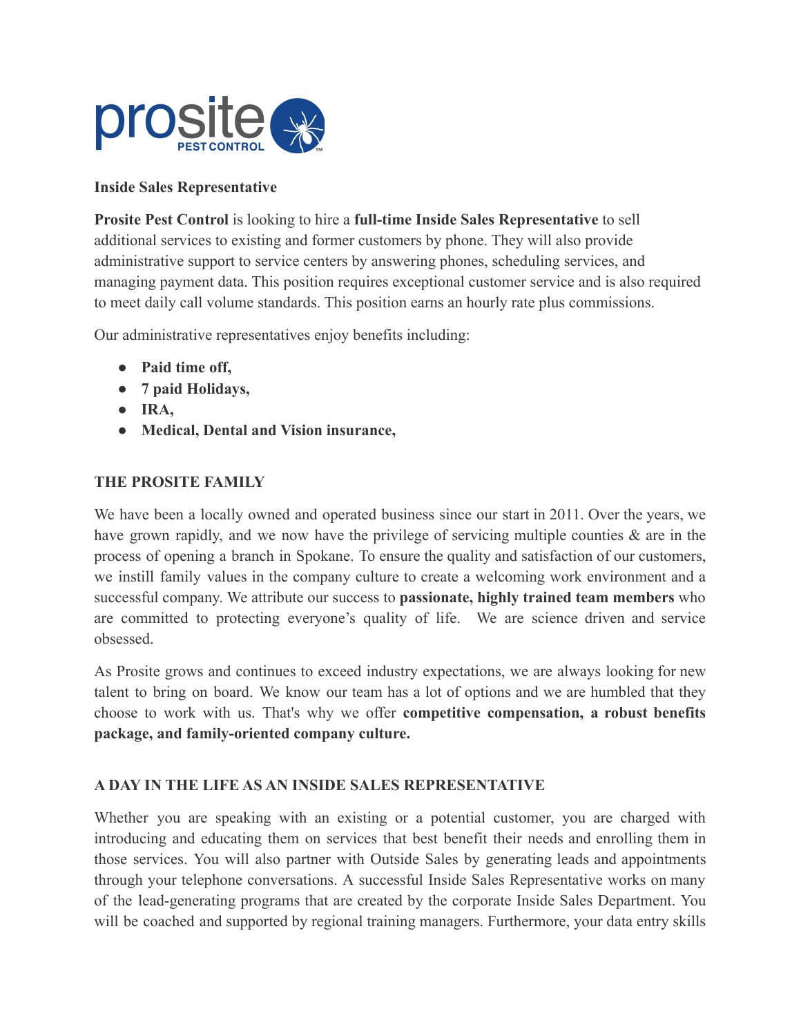**Inside Sales Representative**

**Prosite Pest Control** is looking to hire a **full-time Inside Sales Representative** to sell additional services to existing and former customers by phone. They will also provide administrative support to service centers by answering phones, scheduling services, and managing payment data. This position requires exceptional customer service and is also required to meet daily call volume standards. This position earns an hourly rate plus commissions.

Our administrative representatives enjoy benefits including:

- **Paid time off,**
- **7 paid Holidays,**
- **IRA,**
- **Medical, Dental and Vision insurance,**

## THE PROSITE FAMILY

We have been a locally owned and operated business since our start in 2011. Over the years, we have grown rapidly, and we now have the privilege of servicing multiple counties & are in the process of opening a branch in Spokane. To ensure the quality and satisfaction of our customers, we instill family values in the company culture to create a welcoming work environment and a successful company. We attribute our success to **passionate, highly trained team members** who are committed to protecting everyone's quality of life. We are science driven and service obsessed.

As Prosite grows and continues to exceed industry expectations, we are always looking for new talent to bring on board. We know our team has a lot of options and we are humbled that they choose to work with us. That's why we offer **competitive compensation, a robust benefits package, and family-oriented company culture.**

## A DAY IN THE LIFE AS AN INSIDE SALES REPRESENTATIVE

Whether you are speaking with an existing or a potential customer, you are charged with introducing and educating them on services that best benefit their needs and enrolling them in those services. You will also partner with Outside Sales by generating leads and appointments through your telephone conversations. A successful Inside Sales Representative works on many of the lead-generating programs that are created by the corporate Inside Sales Department. You will be coached and supported by regional training managers. Furthermore, your data entry skills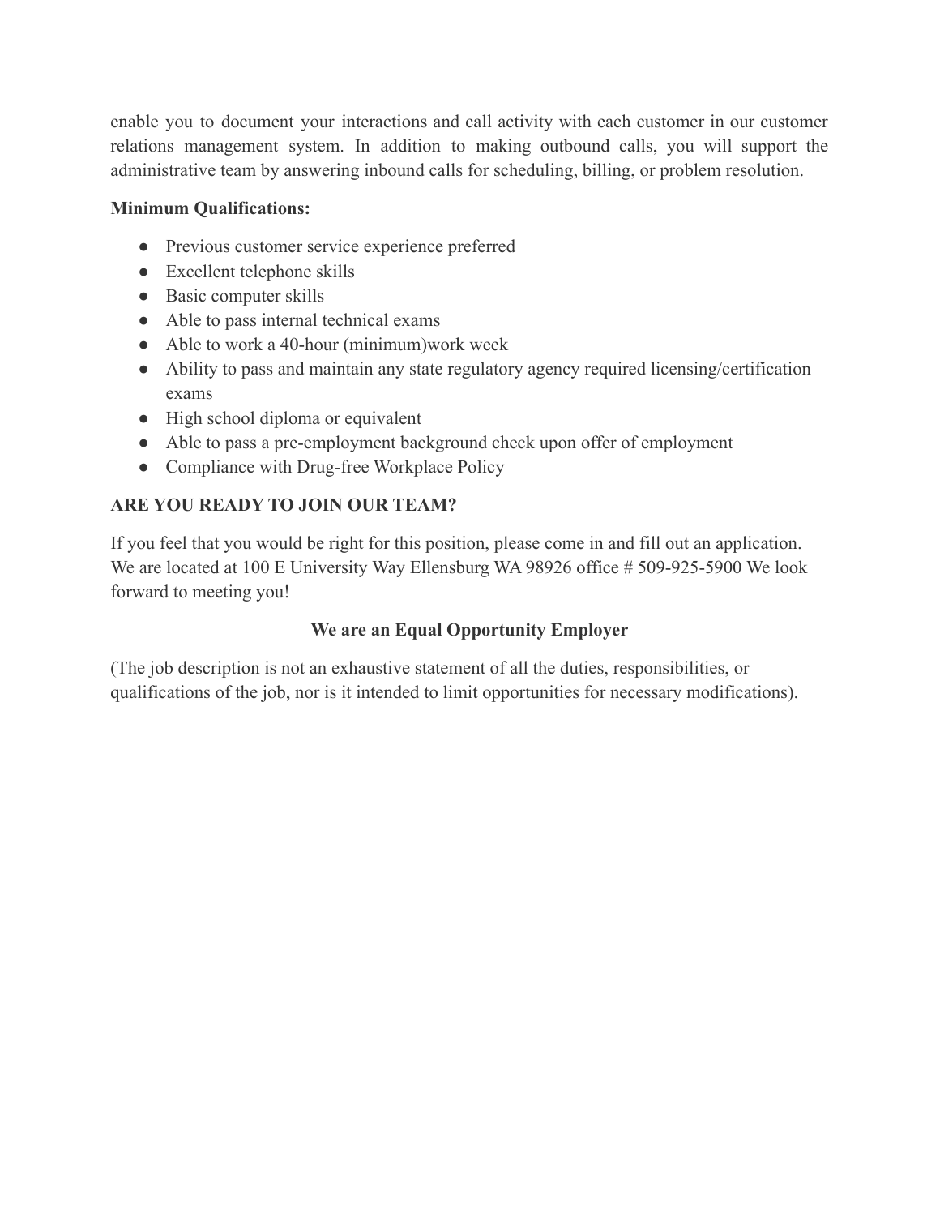enable you to document your interactions and call activity with each customer in our customer relations management system. In addition to making outbound calls, you will support the administrative team by answering inbound calls for scheduling, billing, or problem resolution.

**Minimum Qualifications:**

- Previous customer service experience preferred
- Excellent telephone skills
- Basic computer skills
- Able to pass internal technical exams
- Able to work a 40-hour (minimum)work week
- Ability to pass and maintain any state regulatory agency required licensing/certification exams
- High school diploma or equivalent
- Able to pass a pre-employment background check upon offer of employment
- Compliance with Drug-free Workplace Policy

**ARE YOU READY TO JOIN OUR TEAM?**

If you feel that you would be right for this position, please come in and fill out an application. We are located at 100 E University Way Ellensburg WA 98926 office # 509-925-5900 We look forward to meeting you!

**We are an Equal Opportunity Employer**

(The job description is not an exhaustive statement of all the duties, responsibilities, or qualifications of the job, nor is it intended to limit opportunities for necessary modifications).